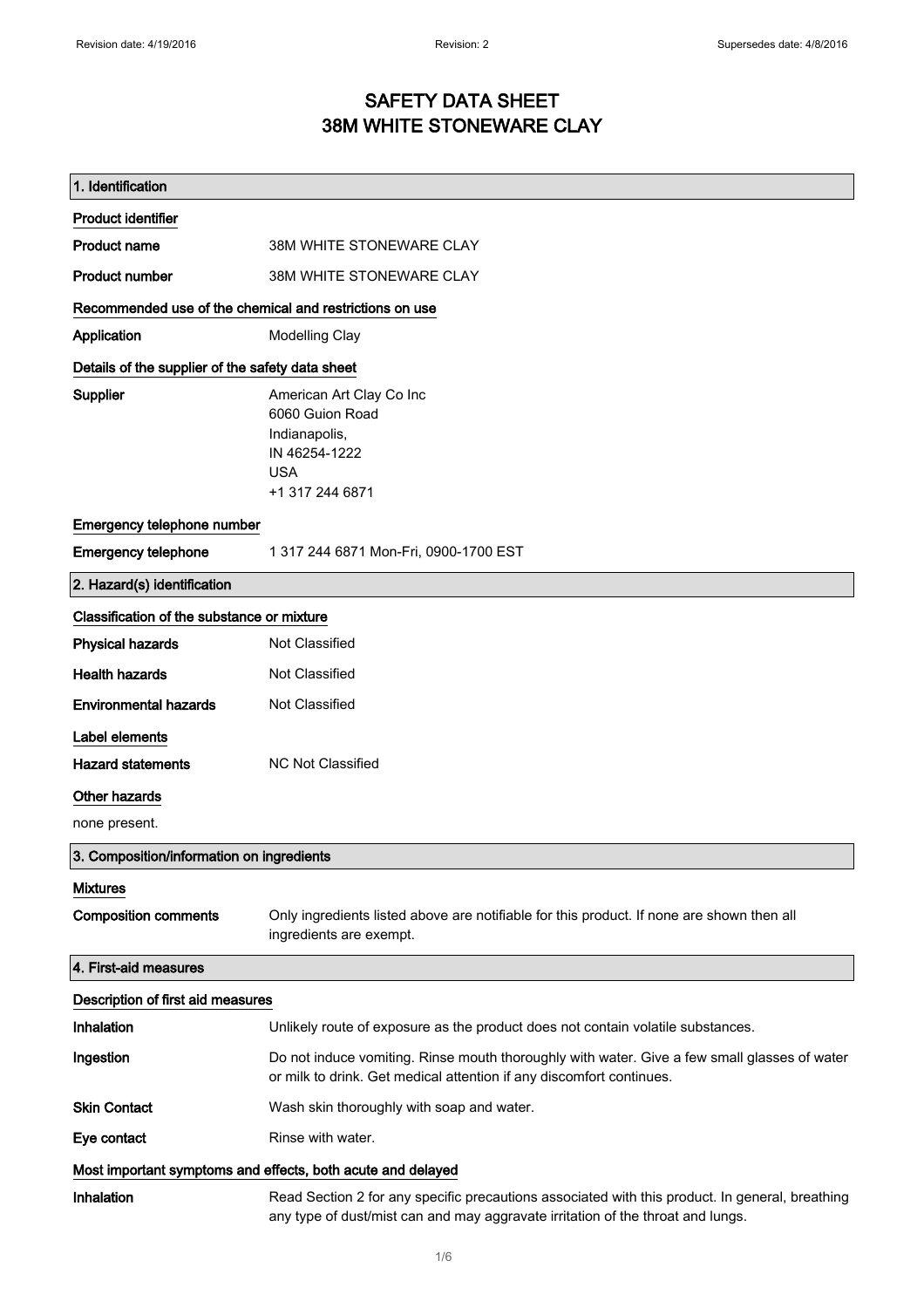# SAFETY DATA SHEET
# 38M WHITE STONEWARE CLAY

## 1. Identification

### Product identifier

| | |
|---|---|
| **Product name** | 38M WHITE STONEWARE CLAY |
| **Product number** | 38M WHITE STONEWARE CLAY |

### Recommended use of the chemical and restrictions on use

| | |
|---|---|
| **Application** | Modelling Clay |

### Details of the supplier of the safety data sheet

**Supplier**

American Art Clay Co Inc
6060 Guion Road
Indianapolis,
IN 46254-1222
USA
+1 317 244 6871

### Emergency telephone number

| | |
|---|---|
| **Emergency telephone** | 1 317 244 6871 Mon-Fri, 0900-1700 EST |

## 2. Hazard(s) identification

### Classification of the substance or mixture

| | |
|---|---|
| **Physical hazards** | Not Classified |
| **Health hazards** | Not Classified |
| **Environmental hazards** | Not Classified |

### Label elements

| | |
|---|---|
| **Hazard statements** | NC Not Classified |

### Other hazards

none present.

## 3. Composition/information on ingredients

### Mixtures

| | |
|---|---|
| **Composition comments** | Only ingredients listed above are notifiable for this product. If none are shown then all ingredients are exempt. |

## 4. First-aid measures

### Description of first aid measures

| | |
|---|---|
| **Inhalation** | Unlikely route of exposure as the product does not contain volatile substances. |
| **Ingestion** | Do not induce vomiting. Rinse mouth thoroughly with water. Give a few small glasses of water or milk to drink. Get medical attention if any discomfort continues. |
| **Skin Contact** | Wash skin thoroughly with soap and water. |
| **Eye contact** | Rinse with water. |

### Most important symptoms and effects, both acute and delayed

| | |
|---|---|
| **Inhalation** | Read Section 2 for any specific precautions associated with this product. In general, breathing any type of dust/mist can and may aggravate irritation of the throat and lungs. |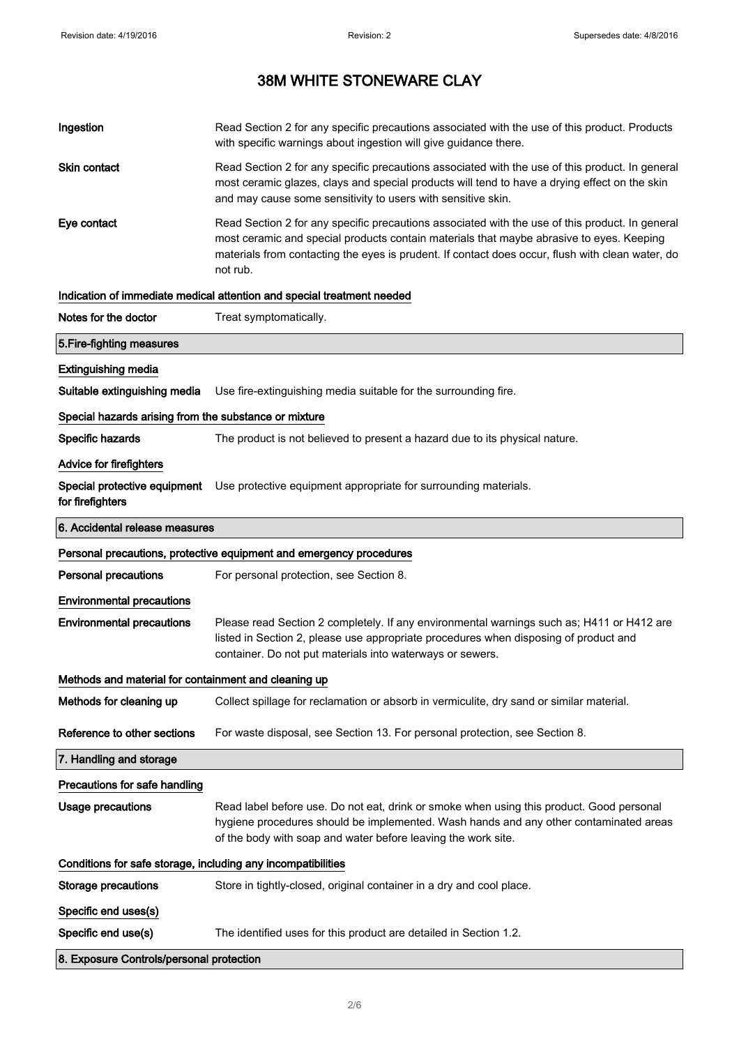# 38M WHITE STONEWARE CLAY

**Ingestion** Read Section 2 for any specific precautions associated with the use of this product. Products with specific warnings about ingestion will give guidance there.

**Skin contact** Read Section 2 for any specific precautions associated with the use of this product. In general most ceramic glazes, clays and special products will tend to have a drying effect on the skin and may cause some sensitivity to users with sensitive skin.

**Eye contact** Read Section 2 for any specific precautions associated with the use of this product. In general most ceramic and special products contain materials that maybe abrasive to eyes. Keeping materials from contacting the eyes is prudent. If contact does occur, flush with clean water, do not rub.

### Indication of immediate medical attention and special treatment needed

**Notes for the doctor** Treat symptomatically.

## 5.Fire-fighting measures

### Extinguishing media

**Suitable extinguishing media** Use fire-extinguishing media suitable for the surrounding fire.

### Special hazards arising from the substance or mixture

**Specific hazards** The product is not believed to present a hazard due to its physical nature.

### Advice for firefighters

**Special protective equipment for firefighters** Use protective equipment appropriate for surrounding materials.

## 6. Accidental release measures

### Personal precautions, protective equipment and emergency procedures

**Personal precautions** For personal protection, see Section 8.

### Environmental precautions

**Environmental precautions** Please read Section 2 completely. If any environmental warnings such as; H411 or H412 are listed in Section 2, please use appropriate procedures when disposing of product and container. Do not put materials into waterways or sewers.

### Methods and material for containment and cleaning up

**Methods for cleaning up** Collect spillage for reclamation or absorb in vermiculite, dry sand or similar material.

**Reference to other sections** For waste disposal, see Section 13. For personal protection, see Section 8.

## 7. Handling and storage

### Precautions for safe handling

**Usage precautions** Read label before use. Do not eat, drink or smoke when using this product. Good personal hygiene procedures should be implemented. Wash hands and any other contaminated areas of the body with soap and water before leaving the work site.

### Conditions for safe storage, including any incompatibilities

**Storage precautions** Store in tightly-closed, original container in a dry and cool place.

### Specific end uses(s)

**Specific end use(s)** The identified uses for this product are detailed in Section 1.2.

## 8. Exposure Controls/personal protection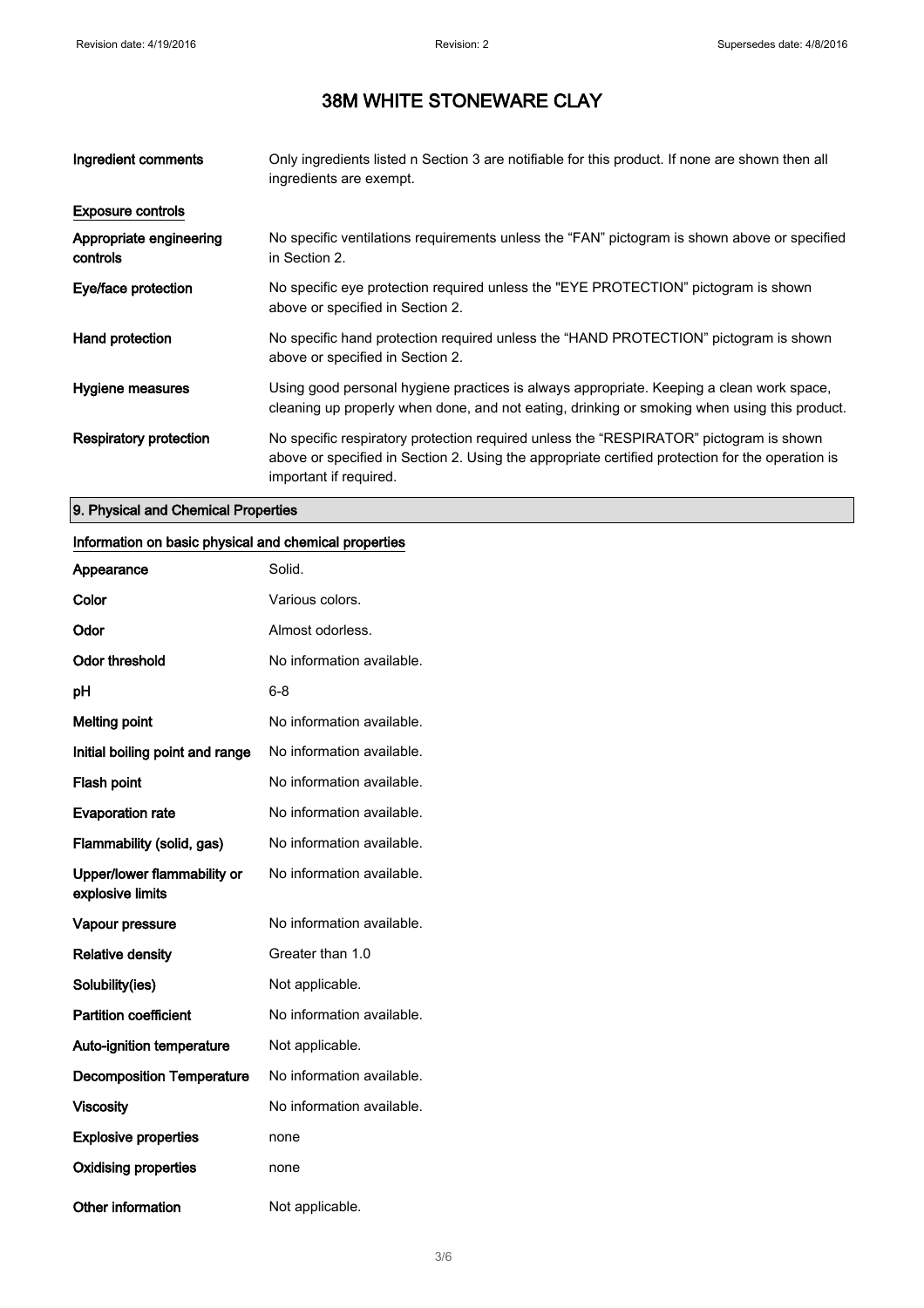# 38M WHITE STONEWARE CLAY

| | |
|---|---|
| **Ingredient comments** | Only ingredients listed n Section 3 are notifiable for this product. If none are shown then all ingredients are exempt. |

**Exposure controls**

| | |
|---|---|
| **Appropriate engineering controls** | No specific ventilations requirements unless the “FAN” pictogram is shown above or specified in Section 2. |
| **Eye/face protection** | No specific eye protection required unless the "EYE PROTECTION" pictogram is shown above or specified in Section 2. |
| **Hand protection** | No specific hand protection required unless the “HAND PROTECTION” pictogram is shown above or specified in Section 2. |
| **Hygiene measures** | Using good personal hygiene practices is always appropriate. Keeping a clean work space, cleaning up properly when done, and not eating, drinking or smoking when using this product. |
| **Respiratory protection** | No specific respiratory protection required unless the “RESPIRATOR” pictogram is shown above or specified in Section 2. Using the appropriate certified protection for the operation is important if required. |

## 9. Physical and Chemical Properties

**Information on basic physical and chemical properties**

| | |
|---|---|
| **Appearance** | Solid. |
| **Color** | Various colors. |
| **Odor** | Almost odorless. |
| **Odor threshold** | No information available. |
| **pH** | 6-8 |
| **Melting point** | No information available. |
| **Initial boiling point and range** | No information available. |
| **Flash point** | No information available. |
| **Evaporation rate** | No information available. |
| **Flammability (solid, gas)** | No information available. |
| **Upper/lower flammability or explosive limits** | No information available. |
| **Vapour pressure** | No information available. |
| **Relative density** | Greater than 1.0 |
| **Solubility(ies)** | Not applicable. |
| **Partition coefficient** | No information available. |
| **Auto-ignition temperature** | Not applicable. |
| **Decomposition Temperature** | No information available. |
| **Viscosity** | No information available. |
| **Explosive properties** | none |
| **Oxidising properties** | none |
| **Other information** | Not applicable. |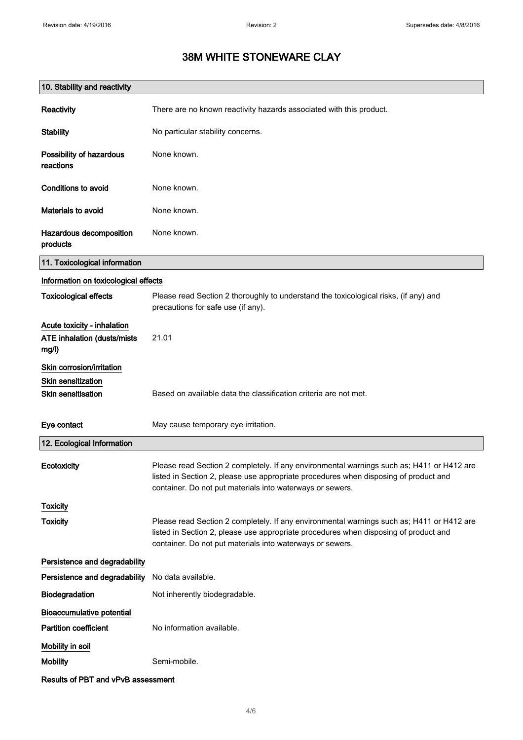# 38M WHITE STONEWARE CLAY

## 10. Stability and reactivity

| | |
|---|---|
| **Reactivity** | There are no known reactivity hazards associated with this product. |
| **Stability** | No particular stability concerns. |
| **Possibility of hazardous reactions** | None known. |
| **Conditions to avoid** | None known. |
| **Materials to avoid** | None known. |
| **Hazardous decomposition products** | None known. |

## 11. Toxicological information

### Information on toxicological effects

| | |
|---|---|
| **Toxicological effects** | Please read Section 2 thoroughly to understand the toxicological risks, (if any) and precautions for safe use (if any). |

### Acute toxicity - inhalation

| | |
|---|---|
| **ATE inhalation (dusts/mists mg/l)** | 21.01 |

### Skin corrosion/irritation

### Skin sensitization

| | |
|---|---|
| **Skin sensitisation** | Based on available data the classification criteria are not met. |
| **Eye contact** | May cause temporary eye irritation. |

## 12. Ecological Information

| | |
|---|---|
| **Ecotoxicity** | Please read Section 2 completely. If any environmental warnings such as; H411 or H412 are listed in Section 2, please use appropriate procedures when disposing of product and container. Do not put materials into waterways or sewers. |

### Toxicity

| | |
|---|---|
| **Toxicity** | Please read Section 2 completely. If any environmental warnings such as; H411 or H412 are listed in Section 2, please use appropriate procedures when disposing of product and container. Do not put materials into waterways or sewers. |

### Persistence and degradability

| | |
|---|---|
| **Persistence and degradability** | No data available. |
| **Biodegradation** | Not inherently biodegradable. |

### Bioaccumulative potential

| | |
|---|---|
| **Partition coefficient** | No information available. |

### Mobility in soil

| | |
|---|---|
| **Mobility** | Semi-mobile. |

### Results of PBT and vPvB assessment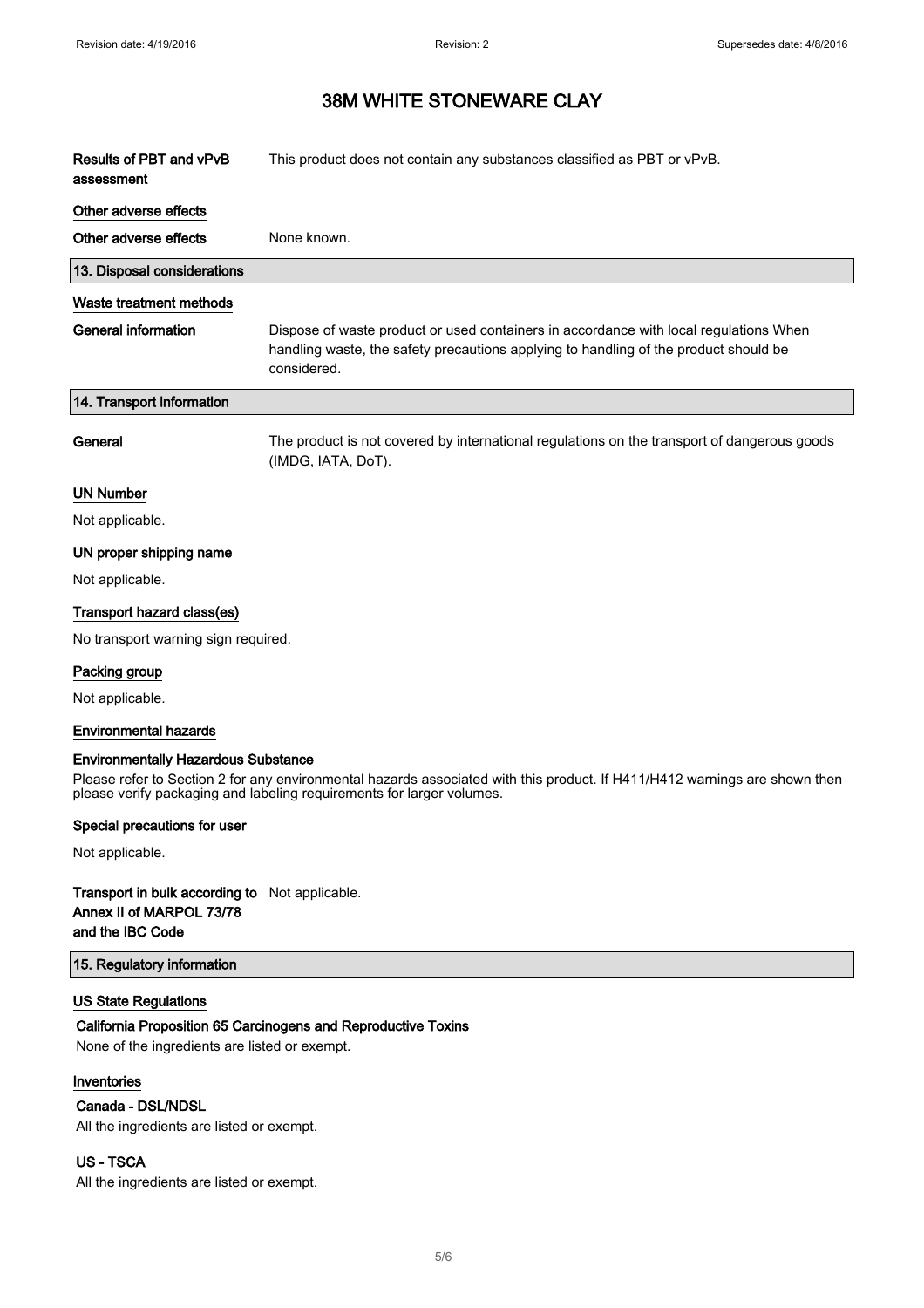| | |
|---|---|
| **Results of PBT and vPvB assessment** | This product does not contain any substances classified as PBT or vPvB. |

**Other adverse effects**

| | |
|---|---|
| **Other adverse effects** | None known. |

## 13. Disposal considerations

**Waste treatment methods**

| | |
|---|---|
| **General information** | Dispose of waste product or used containers in accordance with local regulations When handling waste, the safety precautions applying to handling of the product should be considered. |

## 14. Transport information

| | |
|---|---|
| **General** | The product is not covered by international regulations on the transport of dangerous goods (IMDG, IATA, DoT). |

**UN Number**

Not applicable.

**UN proper shipping name**

Not applicable.

**Transport hazard class(es)**

No transport warning sign required.

**Packing group**

Not applicable.

**Environmental hazards**

**Environmentally Hazardous Substance**

Please refer to Section 2 for any environmental hazards associated with this product. If H411/H412 warnings are shown then please verify packaging and labeling requirements for larger volumes.

**Special precautions for user**

Not applicable.

| | |
|---|---|
| **Transport in bulk according to Annex II of MARPOL 73/78 and the IBC Code** | Not applicable. |

## 15. Regulatory information

**US State Regulations**

**California Proposition 65 Carcinogens and Reproductive Toxins**

None of the ingredients are listed or exempt.

**Inventories**

**Canada - DSL/NDSL**

All the ingredients are listed or exempt.

**US - TSCA**

All the ingredients are listed or exempt.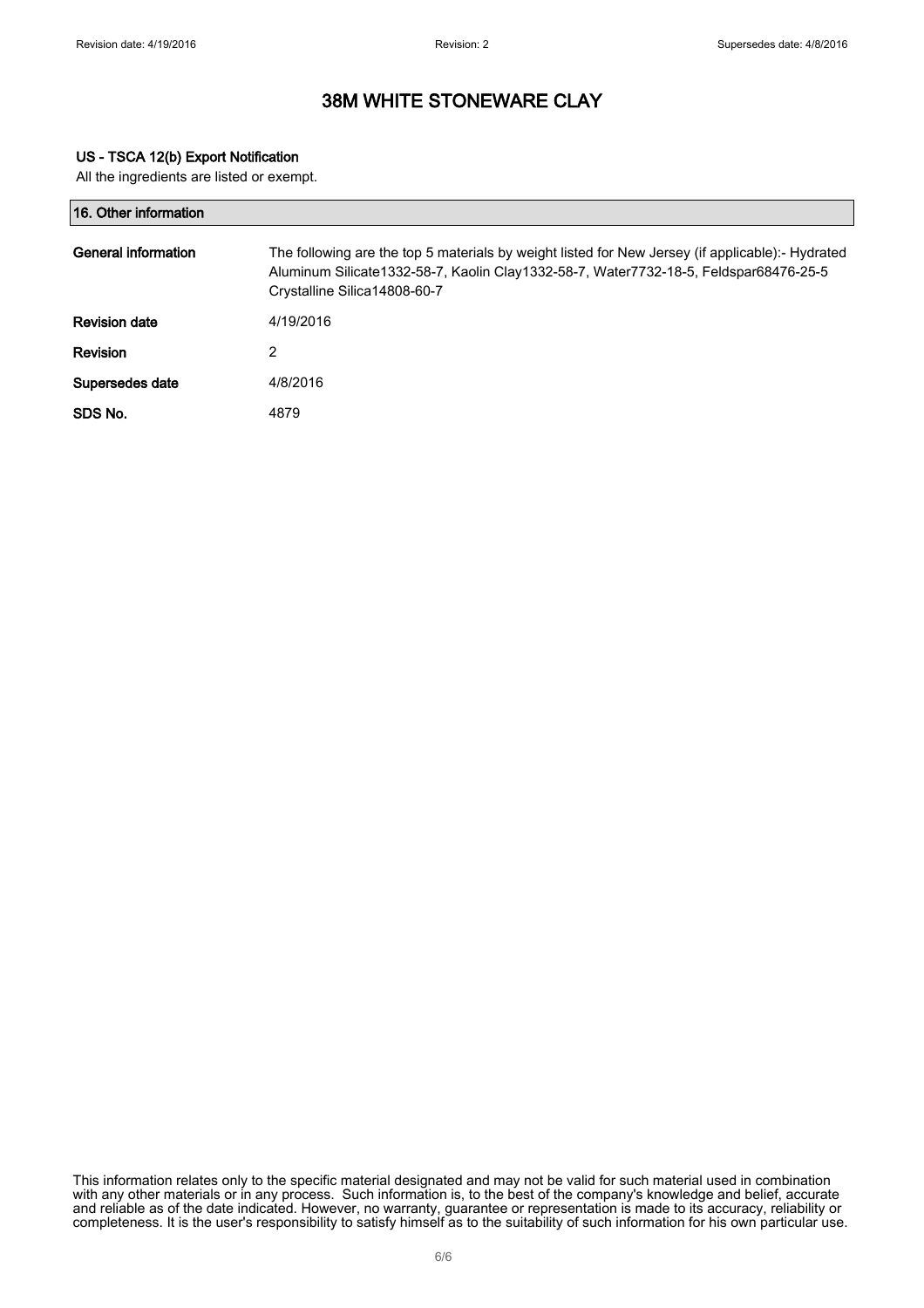# 38M WHITE STONEWARE CLAY

#### US - TSCA 12(b) Export Notification

All the ingredients are listed or exempt.

## 16. Other information

| | |
|---|---|
| **General information** | The following are the top 5 materials by weight listed for New Jersey (if applicable):- Hydrated Aluminum Silicate1332-58-7, Kaolin Clay1332-58-7, Water7732-18-5, Feldspar68476-25-5 Crystalline Silica14808-60-7 |
| **Revision date** | 4/19/2016 |
| **Revision** | 2 |
| **Supersedes date** | 4/8/2016 |
| **SDS No.** | 4879 |

This information relates only to the specific material designated and may not be valid for such material used in combination with any other materials or in any process. Such information is, to the best of the company's knowledge and belief, accurate and reliable as of the date indicated. However, no warranty, guarantee or representation is made to its accuracy, reliability or completeness. It is the user's responsibility to satisfy himself as to the suitability of such information for his own particular use.